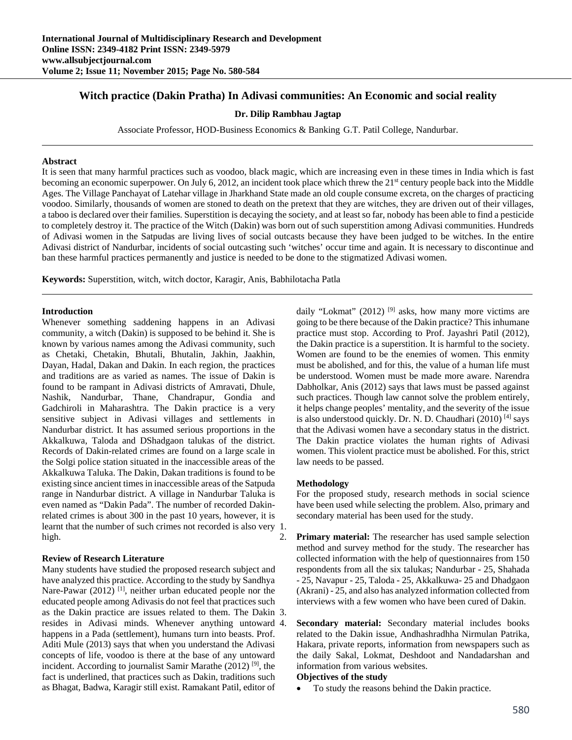# Witch practice (Dakin Pratha) In Adivasi communities: An Economic and social reality

**Dr. Dilip Rambhau Jagtap**

Associate Professor, HOD-Business Economics & Banking G.T. Patil College, Nandurbar.

## Abstract

It is seen that many harmful practices such as voodoo, black magic, which are increasing even in these times in India which is fast becoming an economic superpower. On July 6, 2012, an incident took place which threw the 21st century people back into the Middle Ages. The Village Panchayat of Latehar village in Jharkhand State made an old couple consume excreta, on the charges of practicing voodoo. Similarly, thousands of women are stoned to death on the pretext that they are witches, they are driven out of their villages, a taboo is declared over their families. Superstition is decaying the society, and at least so far, nobody has been able to find a pesticide to completely destroy it. The practice of the Witch (Dakin) was born out of such superstition among Adivasi communities. Hundreds of Adivasi women in the Satpudas are living lives of social outcasts because they have been judged to be witches. In the entire Adivasi district of Nandurbar, incidents of social outcasting such 'witches' occur time and again. It is necessary to discontinue and ban these harmful practices permanently and justice is needed to be done to the stigmatized Adivasi women.

**Keywords:** Superstition, witch, witch doctor, Karagir, Anis, Babhilotacha Patla

## Introduction

Whenever something saddening happens in an Adivasi community, a witch (Dakin) is supposed to be behind it. She is known by various names among the Adivasi community, such as Chetaki, Chetakin, Bhutali, Bhutalin, Jakhin, Jaakhin, Dayan, Hadal, Dakan and Dakin. In each region, the practices and traditions are as varied as names. The issue of Dakin is found to be rampant in Adivasi districts of Amravati, Dhule, Nashik, Nandurbar, Thane, Chandrapur, Gondia and Gadchiroli in Maharashtra. The Dakin practice is a very sensitive subject in Adivasi villages and settlements in Nandurbar district. It has assumed serious proportions in the Akkalkuwa, Taloda and DShadgaon talukas of the district. Records of Dakin-related crimes are found on a large scale in the Solgi police station situated in the inaccessible areas of the Akkalkuwa Taluka. The Dakin, Dakan traditions is found to be existing since ancient times in inaccessible areas of the Satpuda range in Nandurbar district. A village in Nandurbar Taluka is even named as "Dakin Pada". The number of recorded Dakin-related crimes is about 300 in the past 10 years, however, it is learnt that the number of such crimes not recorded is also very high.

## Review of Research Literature

Many students have studied the proposed research subject and have analyzed this practice. According to the study by Sandhya Nare-Pawar (2012) [1], neither urban educated people nor the educated people among Adivasis do not feel that practices such as the Dakin practice are issues related to them. The Dakin resides in Adivasi minds. Whenever anything untoward happens in a Pada (settlement), humans turn into beasts. Prof. Aditi Mule (2013) says that when you understand the Adivasi concepts of life, voodoo is there at the base of any untoward incident. According to journalist Samir Marathe (2012) [9], the fact is underlined, that practices such as Dakin, traditions such as Bhagat, Badwa, Karagir still exist. Ramakant Patil, editor of daily "Lokmat" (2012) [9] asks, how many more victims are going to be there because of the Dakin practice? This inhumane practice must stop. According to Prof. Jayashri Patil (2012), the Dakin practice is a superstition. It is harmful to the society. Women are found to be the enemies of women. This enmity must be abolished, and for this, the value of a human life must be understood. Women must be made more aware. Narendra Dabholkar, Anis (2012) says that laws must be passed against such practices. Though law cannot solve the problem entirely, it helps change peoples' mentality, and the severity of the issue is also understood quickly. Dr. N. D. Chaudhari (2010) [4] says that the Adivasi women have a secondary status in the district. The Dakin practice violates the human rights of Adivasi women. This violent practice must be abolished. For this, strict law needs to be passed.

## Methodology

For the proposed study, research methods in social science have been used while selecting the problem. Also, primary and secondary material has been used for the study.

1. **Primary material:** The researcher has used sample selection method and survey method for the study. The researcher has collected information with the help of questionnaires from 150 respondents from all the six talukas; Nandurbar - 25, Shahada - 25, Navapur - 25, Taloda - 25, Akkalkuwa- 25 and Dhadgaon (Akrani) - 25, and also has analyzed information collected from interviews with a few women who have been cured of Dakin.
2. **Secondary material:** Secondary material includes books related to the Dakin issue, Andhashradhha Nirmulan Patrika, Hakara, private reports, information from newspapers such as the daily Sakal, Lokmat, Deshdoot and Nandadarshan and information from various websites.

### Objectives of the study

- To study the reasons behind the Dakin practice.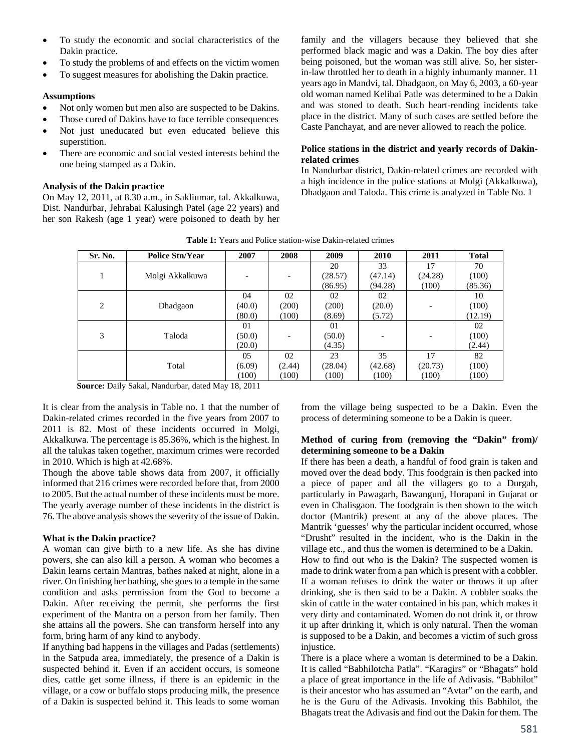- To study the economic and social characteristics of the Dakin practice.
- To study the problems of and effects on the victim women
- To suggest measures for abolishing the Dakin practice.

**Assumptions**

- Not only women but men also are suspected to be Dakins.
- Those cured of Dakins have to face terrible consequences
- Not just uneducated but even educated believe this superstition.
- There are economic and social vested interests behind the one being stamped as a Dakin.

**Analysis of the Dakin practice**

On May 12, 2011, at 8.30 a.m., in Sakliumar, tal. Akkalkuwa, Dist. Nandurbar, Jehrabai Kalusingh Patel (age 22 years) and her son Rakesh (age 1 year) were poisoned to death by her family and the villagers because they believed that she performed black magic and was a Dakin. The boy dies after being poisoned, but the woman was still alive. So, her sister-in-law throttled her to death in a highly inhumanly manner. 11 years ago in Mandvi, tal. Dhadgaon, on May 6, 2003, a 60-year old woman named Kelibai Patle was determined to be a Dakin and was stoned to death. Such heart-rending incidents take place in the district. Many of such cases are settled before the Caste Panchayat, and are never allowed to reach the police.

**Police stations in the district and yearly records of Dakin-related crimes**

In Nandurbar district, Dakin-related crimes are recorded with a high incidence in the police stations at Molgi (Akkalkuwa), Dhadgaon and Taloda. This crime is analyzed in Table No. 1

**Table 1:** Years and Police station-wise Dakin-related crimes

| Sr. No. | Police Stn/Year | 2007 | 2008 | 2009 | 2010 | 2011 | Total |
|---|---|---|---|---|---|---|---|
| 1 | Molgi Akkalkuwa | - | - | 20 (28.57) (86.95) | 33 (47.14) (94.28) | 17 (24.28) (100) | 70 (100) (85.36) |
| 2 | Dhadgaon | 04 (40.0) (80.0) | 02 (200) (100) | 02 (200) (8.69) | 02 (20.0) (5.72) | - | 10 (100) (12.19) |
| 3 | Taloda | 01 (50.0) (20.0) | - | 01 (50.0) (4.35) | - | - | 02 (100) (2.44) |
| | Total | 05 (6.09) (100) | 02 (2.44) (100) | 23 (28.04) (100) | 35 (42.68) (100) | 17 (20.73) (100) | 82 (100) (100) |

**Source:** Daily Sakal, Nandurbar, dated May 18, 2011

It is clear from the analysis in Table no. 1 that the number of Dakin-related crimes recorded in the five years from 2007 to 2011 is 82. Most of these incidents occurred in Molgi, Akkalkuwa. The percentage is 85.36%, which is the highest. In all the talukas taken together, maximum crimes were recorded in 2010. Which is high at 42.68%.

Though the above table shows data from 2007, it officially informed that 216 crimes were recorded before that, from 2000 to 2005. But the actual number of these incidents must be more. The yearly average number of these incidents in the district is 76. The above analysis shows the severity of the issue of Dakin.

**What is the Dakin practice?**

A woman can give birth to a new life. As she has divine powers, she can also kill a person. A woman who becomes a Dakin learns certain Mantras, bathes naked at night, alone in a river. On finishing her bathing, she goes to a temple in the same condition and asks permission from the God to become a Dakin. After receiving the permit, she performs the first experiment of the Mantra on a person from her family. Then she attains all the powers. She can transform herself into any form, bring harm of any kind to anybody.

If anything bad happens in the villages and Padas (settlements) in the Satpuda area, immediately, the presence of a Dakin is suspected behind it. Even if an accident occurs, is someone dies, cattle get some illness, if there is an epidemic in the village, or a cow or buffalo stops producing milk, the presence of a Dakin is suspected behind it. This leads to some woman from the village being suspected to be a Dakin. Even the process of determining someone to be a Dakin is queer.

**Method of curing from (removing the "Dakin" from)/ determining someone to be a Dakin**

If there has been a death, a handful of food grain is taken and moved over the dead body. This foodgrain is then packed into a piece of paper and all the villagers go to a Durgah, particularly in Pawagarh, Bawangunj, Horapani in Gujarat or even in Chalisgaon. The foodgrain is then shown to the witch doctor (Mantrik) present at any of the above places. The Mantrik 'guesses' why the particular incident occurred, whose "Drusht" resulted in the incident, who is the Dakin in the village etc., and thus the women is determined to be a Dakin.

How to find out who is the Dakin? The suspected women is made to drink water from a pan which is present with a cobbler. If a woman refuses to drink the water or throws it up after drinking, she is then said to be a Dakin. A cobbler soaks the skin of cattle in the water contained in his pan, which makes it very dirty and contaminated. Women do not drink it, or throw it up after drinking it, which is only natural. Then the woman is supposed to be a Dakin, and becomes a victim of such gross injustice.

There is a place where a woman is determined to be a Dakin. It is called "Babhilotcha Patla". "Karagirs" or "Bhagats" hold a place of great importance in the life of Adivasis. "Babhilot" is their ancestor who has assumed an "Avtar" on the earth, and he is the Guru of the Adivasis. Invoking this Babhilot, the Bhagats treat the Adivasis and find out the Dakin for them. The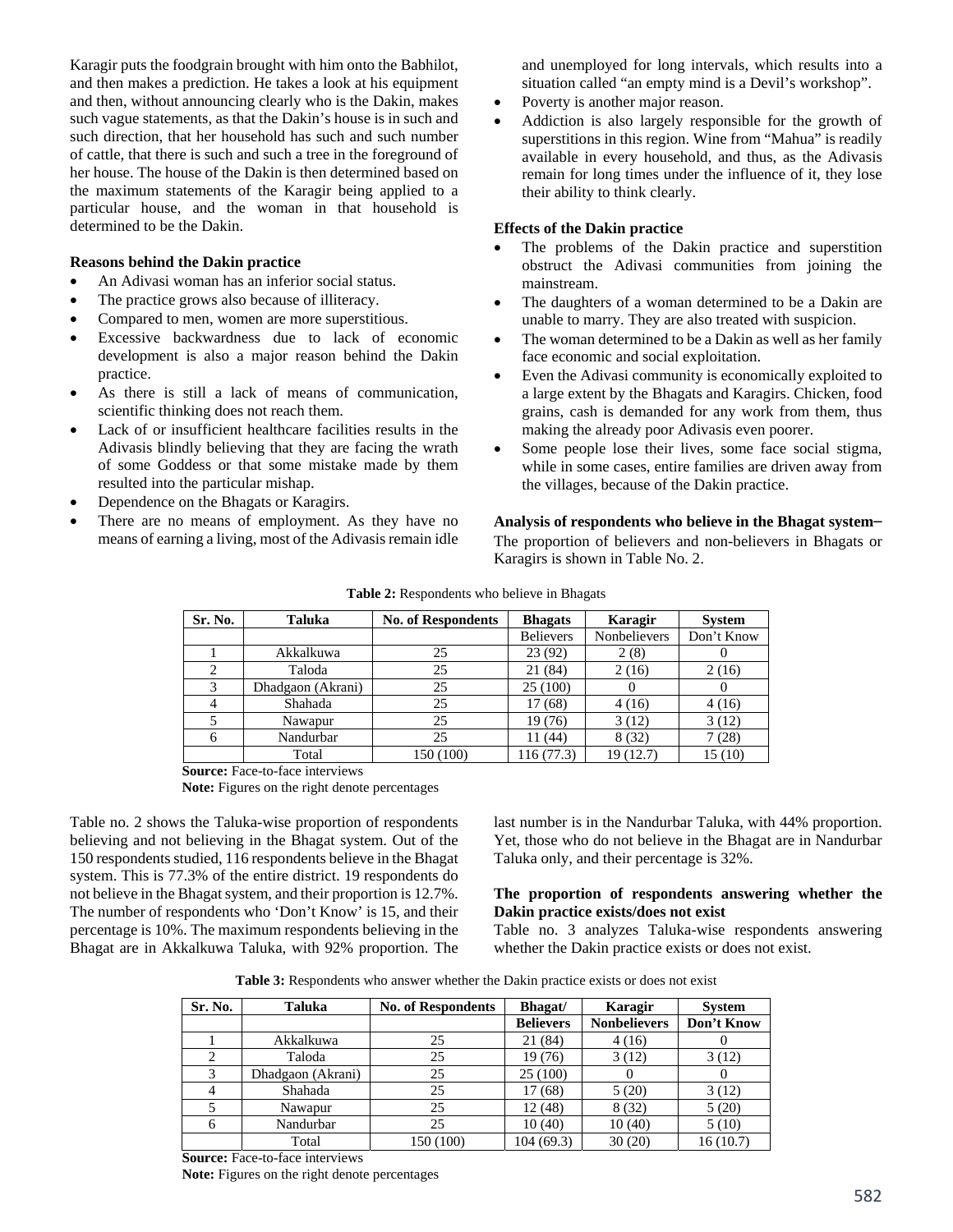Karagir puts the foodgrain brought with him onto the Babhilot, and then makes a prediction. He takes a look at his equipment and then, without announcing clearly who is the Dakin, makes such vague statements, as that the Dakin's house is in such and such direction, that her household has such and such number of cattle, that there is such and such a tree in the foreground of her house. The house of the Dakin is then determined based on the maximum statements of the Karagir being applied to a particular house, and the woman in that household is determined to be the Dakin.

**Reasons behind the Dakin practice**

- An Adivasi woman has an inferior social status.
- The practice grows also because of illiteracy.
- Compared to men, women are more superstitious.
- Excessive backwardness due to lack of economic development is also a major reason behind the Dakin practice.
- As there is still a lack of means of communication, scientific thinking does not reach them.
- Lack of or insufficient healthcare facilities results in the Adivasis blindly believing that they are facing the wrath of some Goddess or that some mistake made by them resulted into the particular mishap.
- Dependence on the Bhagats or Karagirs.
- There are no means of employment. As they have no means of earning a living, most of the Adivasis remain idle and unemployed for long intervals, which results into a situation called "an empty mind is a Devil's workshop".
- Poverty is another major reason.
- Addiction is also largely responsible for the growth of superstitions in this region. Wine from "Mahua" is readily available in every household, and thus, as the Adivasis remain for long times under the influence of it, they lose their ability to think clearly.

**Effects of the Dakin practice**

- The problems of the Dakin practice and superstition obstruct the Adivasi communities from joining the mainstream.
- The daughters of a woman determined to be a Dakin are unable to marry. They are also treated with suspicion.
- The woman determined to be a Dakin as well as her family face economic and social exploitation.
- Even the Adivasi community is economically exploited to a large extent by the Bhagats and Karagirs. Chicken, food grains, cash is demanded for any work from them, thus making the already poor Adivasis even poorer.
- Some people lose their lives, some face social stigma, while in some cases, entire families are driven away from the villages, because of the Dakin practice.

**Analysis of respondents who believe in the Bhagat system–**

The proportion of believers and non-believers in Bhagats or Karagirs is shown in Table No. 2.

**Table 2:** Respondents who believe in Bhagats

| Sr. No. | Taluka | No. of Respondents | Bhagats | Karagir | System |
|---|---|---|---|---|---|
| | | | Believers | Nonbelievers | Don't Know |
| 1 | Akkalkuwa | 25 | 23 (92) | 2 (8) | 0 |
| 2 | Taloda | 25 | 21 (84) | 2 (16) | 2 (16) |
| 3 | Dhadgaon (Akrani) | 25 | 25 (100) | 0 | 0 |
| 4 | Shahada | 25 | 17 (68) | 4 (16) | 4 (16) |
| 5 | Nawapur | 25 | 19 (76) | 3 (12) | 3 (12) |
| 6 | Nandurbar | 25 | 11 (44) | 8 (32) | 7 (28) |
| | Total | 150 (100) | 116 (77.3) | 19 (12.7) | 15 (10) |

**Source:** Face-to-face interviews

**Note:** Figures on the right denote percentages

Table no. 2 shows the Taluka-wise proportion of respondents believing and not believing in the Bhagat system. Out of the 150 respondents studied, 116 respondents believe in the Bhagat system. This is 77.3% of the entire district. 19 respondents do not believe in the Bhagat system, and their proportion is 12.7%. The number of respondents who 'Don't Know' is 15, and their percentage is 10%. The maximum respondents believing in the Bhagat are in Akkalkuwa Taluka, with 92% proportion. The last number is in the Nandurbar Taluka, with 44% proportion. Yet, those who do not believe in the Bhagat are in Nandurbar Taluka only, and their percentage is 32%.

**The proportion of respondents answering whether the Dakin practice exists/does not exist**

Table no. 3 analyzes Taluka-wise respondents answering whether the Dakin practice exists or does not exist.

**Table 3:** Respondents who answer whether the Dakin practice exists or does not exist

| Sr. No. | Taluka | No. of Respondents | Bhagat/ | Karagir | System |
|---|---|---|---|---|---|
| | | | **Believers** | **Nonbelievers** | **Don't Know** |
| 1 | Akkalkuwa | 25 | 21 (84) | 4 (16) | 0 |
| 2 | Taloda | 25 | 19 (76) | 3 (12) | 3 (12) |
| 3 | Dhadgaon (Akrani) | 25 | 25 (100) | 0 | 0 |
| 4 | Shahada | 25 | 17 (68) | 5 (20) | 3 (12) |
| 5 | Nawapur | 25 | 12 (48) | 8 (32) | 5 (20) |
| 6 | Nandurbar | 25 | 10 (40) | 10 (40) | 5 (10) |
| | Total | 150 (100) | 104 (69.3) | 30 (20) | 16 (10.7) |

**Source:** Face-to-face interviews

**Note:** Figures on the right denote percentages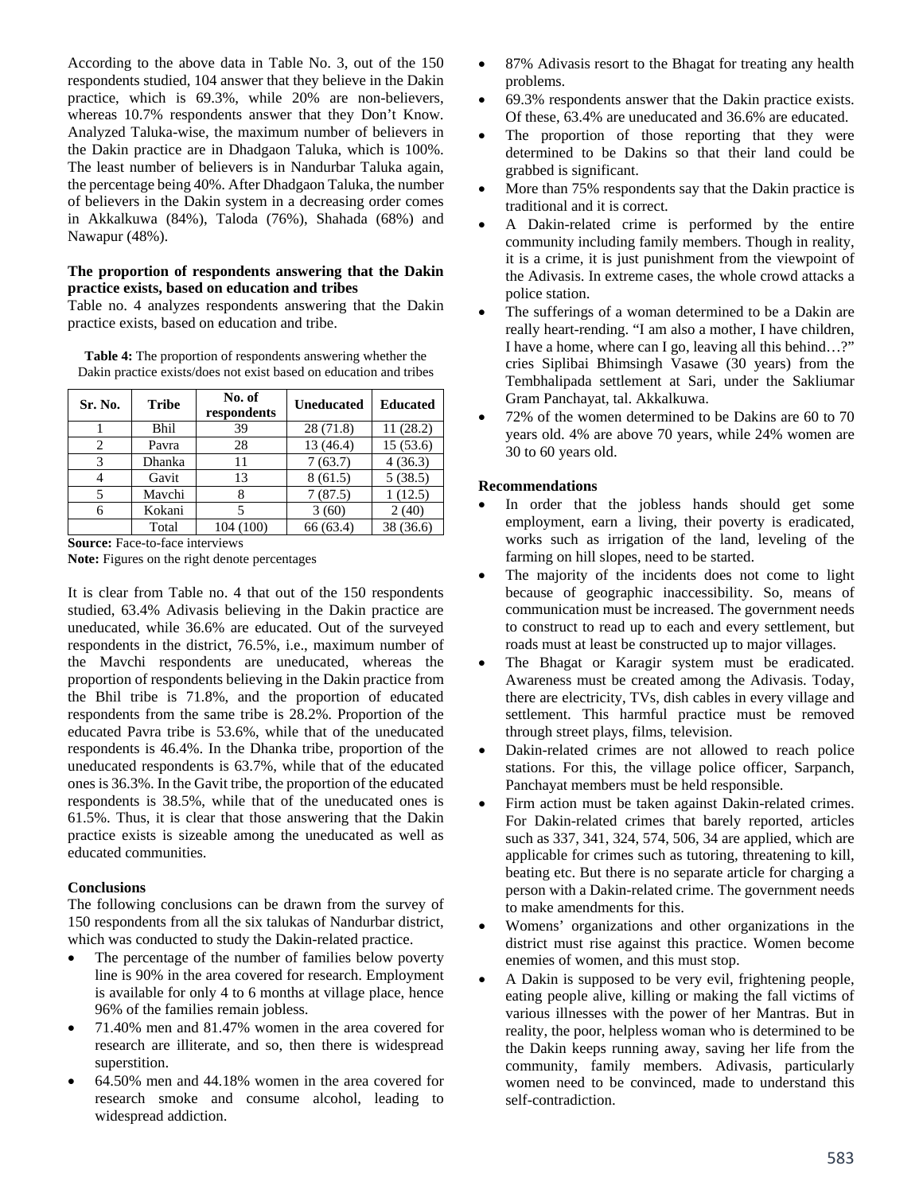According to the above data in Table No. 3, out of the 150 respondents studied, 104 answer that they believe in the Dakin practice, which is 69.3%, while 20% are non-believers, whereas 10.7% respondents answer that they Don't Know. Analyzed Taluka-wise, the maximum number of believers in the Dakin practice are in Dhadgaon Taluka, which is 100%. The least number of believers is in Nandurbar Taluka again, the percentage being 40%. After Dhadgaon Taluka, the number of believers in the Dakin system in a decreasing order comes in Akkalkuwa (84%), Taloda (76%), Shahada (68%) and Nawapur (48%).

**The proportion of respondents answering that the Dakin practice exists, based on education and tribes**

Table no. 4 analyzes respondents answering that the Dakin practice exists, based on education and tribe.

**Table 4:** The proportion of respondents answering whether the Dakin practice exists/does not exist based on education and tribes

| Sr. No. | Tribe | No. of respondents | Uneducated | Educated |
|---|---|---|---|---|
| 1 | Bhil | 39 | 28 (71.8) | 11 (28.2) |
| 2 | Pavra | 28 | 13 (46.4) | 15 (53.6) |
| 3 | Dhanka | 11 | 7 (63.7) | 4 (36.3) |
| 4 | Gavit | 13 | 8 (61.5) | 5 (38.5) |
| 5 | Mavchi | 8 | 7 (87.5) | 1 (12.5) |
| 6 | Kokani | 5 | 3 (60) | 2 (40) |
|  | Total | 104 (100) | 66 (63.4) | 38 (36.6) |

**Source:** Face-to-face interviews

**Note:** Figures on the right denote percentages

It is clear from Table no. 4 that out of the 150 respondents studied, 63.4% Adivasis believing in the Dakin practice are uneducated, while 36.6% are educated. Out of the surveyed respondents in the district, 76.5%, i.e., maximum number of the Mavchi respondents are uneducated, whereas the proportion of respondents believing in the Dakin practice from the Bhil tribe is 71.8%, and the proportion of educated respondents from the same tribe is 28.2%. Proportion of the educated Pavra tribe is 53.6%, while that of the uneducated respondents is 46.4%. In the Dhanka tribe, proportion of the uneducated respondents is 63.7%, while that of the educated ones is 36.3%. In the Gavit tribe, the proportion of the educated respondents is 38.5%, while that of the uneducated ones is 61.5%. Thus, it is clear that those answering that the Dakin practice exists is sizeable among the uneducated as well as educated communities.

**Conclusions**

The following conclusions can be drawn from the survey of 150 respondents from all the six talukas of Nandurbar district, which was conducted to study the Dakin-related practice.

- The percentage of the number of families below poverty line is 90% in the area covered for research. Employment is available for only 4 to 6 months at village place, hence 96% of the families remain jobless.
- 71.40% men and 81.47% women in the area covered for research are illiterate, and so, then there is widespread superstition.
- 64.50% men and 44.18% women in the area covered for research smoke and consume alcohol, leading to widespread addiction.
- 87% Adivasis resort to the Bhagat for treating any health problems.
- 69.3% respondents answer that the Dakin practice exists. Of these, 63.4% are uneducated and 36.6% are educated.
- The proportion of those reporting that they were determined to be Dakins so that their land could be grabbed is significant.
- More than 75% respondents say that the Dakin practice is traditional and it is correct.
- A Dakin-related crime is performed by the entire community including family members. Though in reality, it is a crime, it is just punishment from the viewpoint of the Adivasis. In extreme cases, the whole crowd attacks a police station.
- The sufferings of a woman determined to be a Dakin are really heart-rending. "I am also a mother, I have children, I have a home, where can I go, leaving all this behind…?" cries Siplibai Bhimsingh Vasawe (30 years) from the Tembhalipada settlement at Sari, under the Sakliumar Gram Panchayat, tal. Akkalkuwa.
- 72% of the women determined to be Dakins are 60 to 70 years old. 4% are above 70 years, while 24% women are 30 to 60 years old.

**Recommendations**

- In order that the jobless hands should get some employment, earn a living, their poverty is eradicated, works such as irrigation of the land, leveling of the farming on hill slopes, need to be started.
- The majority of the incidents does not come to light because of geographic inaccessibility. So, means of communication must be increased. The government needs to construct to read up to each and every settlement, but roads must at least be constructed up to major villages.
- The Bhagat or Karagir system must be eradicated. Awareness must be created among the Adivasis. Today, there are electricity, TVs, dish cables in every village and settlement. This harmful practice must be removed through street plays, films, television.
- Dakin-related crimes are not allowed to reach police stations. For this, the village police officer, Sarpanch, Panchayat members must be held responsible.
- Firm action must be taken against Dakin-related crimes. For Dakin-related crimes that barely reported, articles such as 337, 341, 324, 574, 506, 34 are applied, which are applicable for crimes such as tutoring, threatening to kill, beating etc. But there is no separate article for charging a person with a Dakin-related crime. The government needs to make amendments for this.
- Womens' organizations and other organizations in the district must rise against this practice. Women become enemies of women, and this must stop.
- A Dakin is supposed to be very evil, frightening people, eating people alive, killing or making the fall victims of various illnesses with the power of her Mantras. But in reality, the poor, helpless woman who is determined to be the Dakin keeps running away, saving her life from the community, family members. Adivasis, particularly women need to be convinced, made to understand this self-contradiction.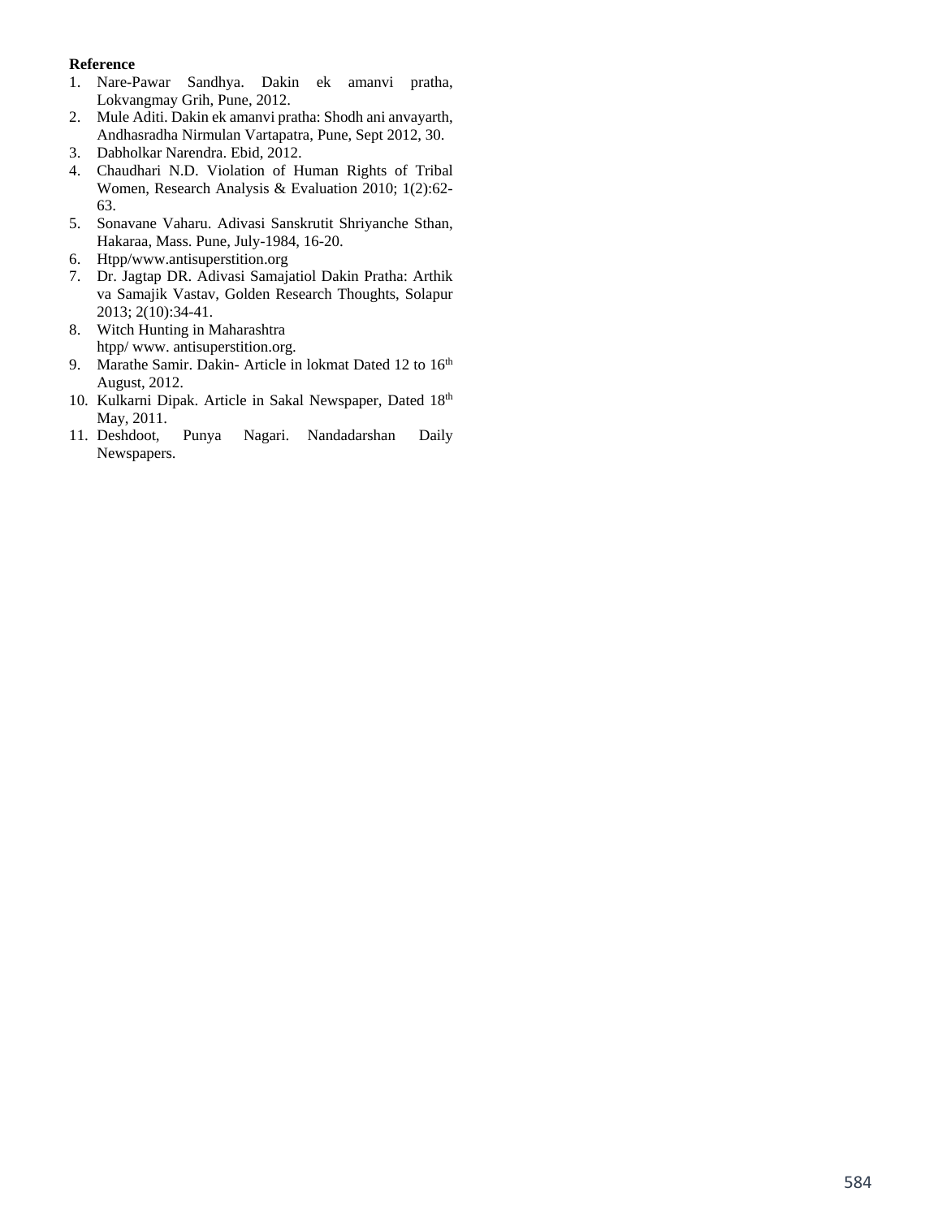**Reference**

1. Nare-Pawar Sandhya. Dakin ek amanvi pratha, Lokvangmay Grih, Pune, 2012.
2. Mule Aditi. Dakin ek amanvi pratha: Shodh ani anvayarth, Andhasradha Nirmulan Vartapatra, Pune, Sept 2012, 30.
3. Dabholkar Narendra. Ebid, 2012.
4. Chaudhari N.D. Violation of Human Rights of Tribal Women, Research Analysis & Evaluation 2010; 1(2):62-63.
5. Sonavane Vaharu. Adivasi Sanskrutit Shriyanche Sthan, Hakaraa, Mass. Pune, July-1984, 16-20.
6. Htpp/www.antisuperstition.org
7. Dr. Jagtap DR. Adivasi Samajatiol Dakin Pratha: Arthik va Samajik Vastav, Golden Research Thoughts, Solapur 2013; 2(10):34-41.
8. Witch Hunting in Maharashtra
   htpp/ www. antisuperstition.org.
9. Marathe Samir. Dakin- Article in lokmat Dated 12 to 16th August, 2012.
10. Kulkarni Dipak. Article in Sakal Newspaper, Dated 18th May, 2011.
11. Deshdoot, Punya Nagari. Nandadarshan Daily Newspapers.